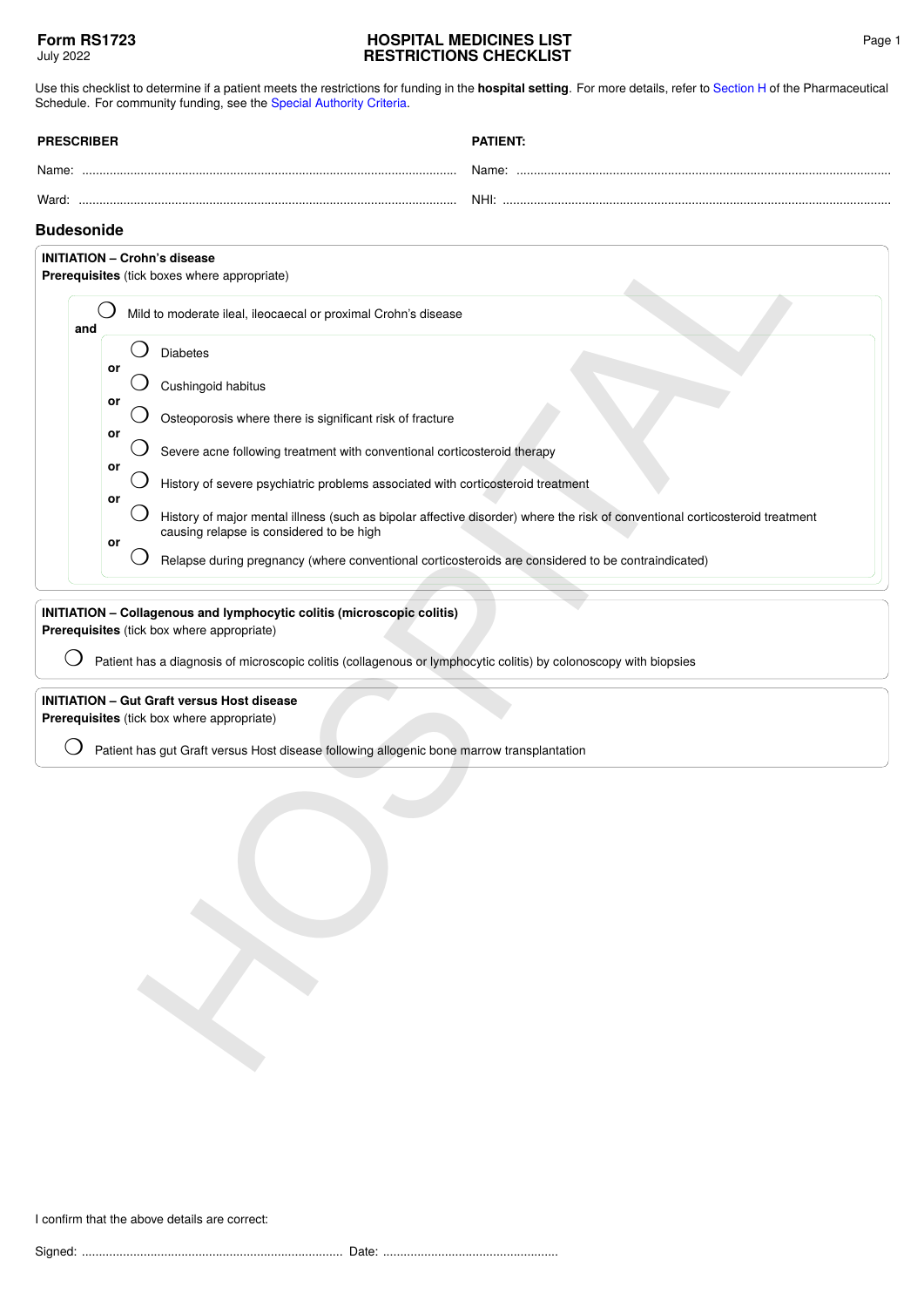**Form RS1723**
July 2022

**HOSPITAL MEDICINES LIST**
**RESTRICTIONS CHECKLIST**

Use this checklist to determine if a patient meets the restrictions for funding in the **hospital setting**. For more details, refer to Section H of the Pharmaceutical Schedule. For community funding, see the Special Authority Criteria.

**PRESCRIBER**

Name: ...................................................................................................

Ward: ...................................................................................................

**PATIENT:**

Name: ...................................................................................................

NHI: ...................................................................................................

## Budesonide

**INITIATION – Crohn's disease**
**Prerequisites** (tick boxes where appropriate)

- ◯ Mild to moderate ileal, ileocaecal or proximal Crohn's disease

**and**

- ◯ Diabetes

  **or**
- ◯ Cushingoid habitus

  **or**
- ◯ Osteoporosis where there is significant risk of fracture

  **or**
- ◯ Severe acne following treatment with conventional corticosteroid therapy

  **or**
- ◯ History of severe psychiatric problems associated with corticosteroid treatment

  **or**
- ◯ History of major mental illness (such as bipolar affective disorder) where the risk of conventional corticosteroid treatment causing relapse is considered to be high

  **or**
- ◯ Relapse during pregnancy (where conventional corticosteroids are considered to be contraindicated)

**INITIATION – Collagenous and lymphocytic colitis (microscopic colitis)**
**Prerequisites** (tick box where appropriate)

- ◯ Patient has a diagnosis of microscopic colitis (collagenous or lymphocytic colitis) by colonoscopy with biopsies

**INITIATION – Gut Graft versus Host disease**
**Prerequisites** (tick box where appropriate)

- ◯ Patient has gut Graft versus Host disease following allogenic bone marrow transplantation

I confirm that the above details are correct:

Signed: ........................................................................... Date: ..................................................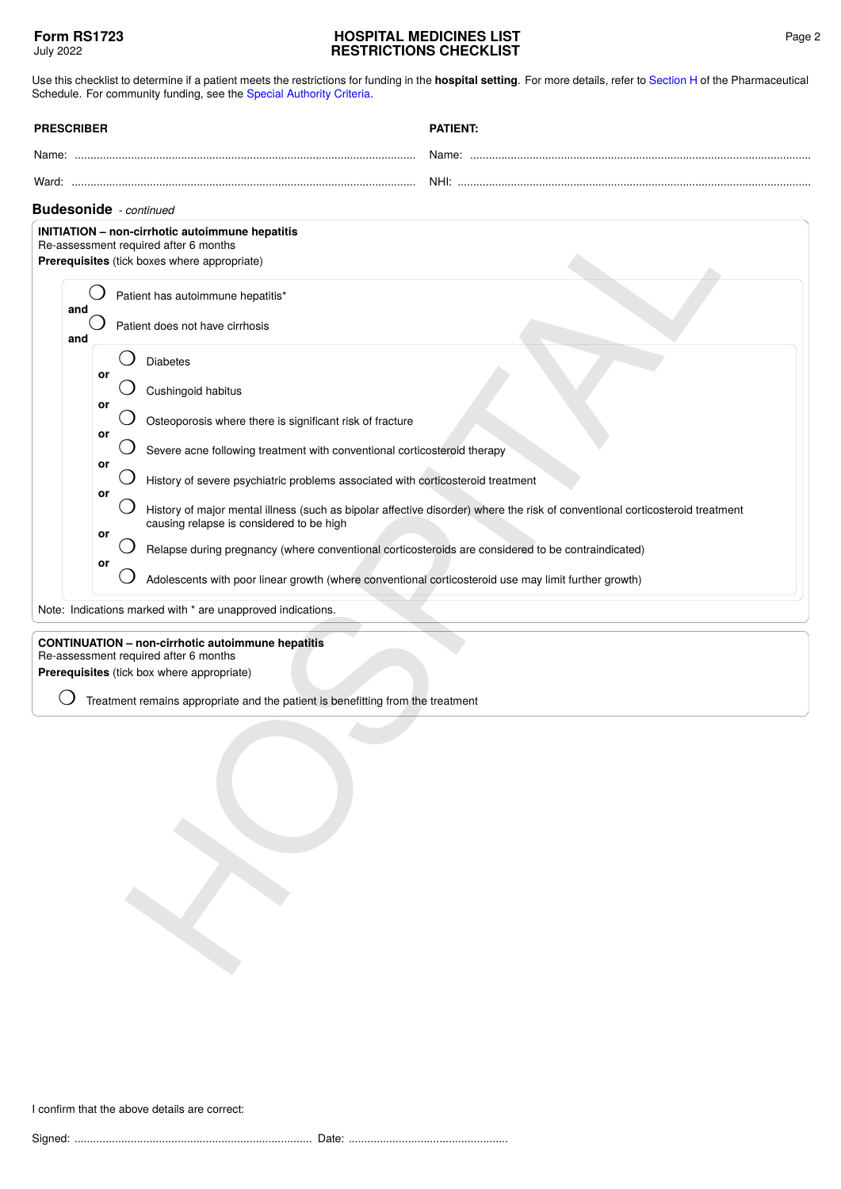**Form RS1723**
July 2022

# HOSPITAL MEDICINES LIST RESTRICTIONS CHECKLIST

Use this checklist to determine if a patient meets the restrictions for funding in the **hospital setting**. For more details, refer to Section H of the Pharmaceutical Schedule. For community funding, see the Special Authority Criteria.

**PRESCRIBER**

Name: ..........................................................................................................

Ward: ..........................................................................................................

**PATIENT:**

Name: ..........................................................................................................

NHI: ..........................................................................................................

## Budesonide *- continued*

**INITIATION – non-cirrhotic autoimmune hepatitis**
Re-assessment required after 6 months
**Prerequisites** (tick boxes where appropriate)

- ◯ Patient has autoimmune hepatitis*

**and**

- ◯ Patient does not have cirrhosis

**and**

- ◯ Diabetes

  **or**
- ◯ Cushingoid habitus

  **or**
- ◯ Osteoporosis where there is significant risk of fracture

  **or**
- ◯ Severe acne following treatment with conventional corticosteroid therapy

  **or**
- ◯ History of severe psychiatric problems associated with corticosteroid treatment

  **or**
- ◯ History of major mental illness (such as bipolar affective disorder) where the risk of conventional corticosteroid treatment causing relapse is considered to be high

  **or**
- ◯ Relapse during pregnancy (where conventional corticosteroids are considered to be contraindicated)

  **or**
- ◯ Adolescents with poor linear growth (where conventional corticosteroid use may limit further growth)

Note: Indications marked with * are unapproved indications.

**CONTINUATION – non-cirrhotic autoimmune hepatitis**
Re-assessment required after 6 months
**Prerequisites** (tick box where appropriate)

- ◯ Treatment remains appropriate and the patient is benefitting from the treatment

I confirm that the above details are correct:

Signed: ........................................................................... Date: ..................................................